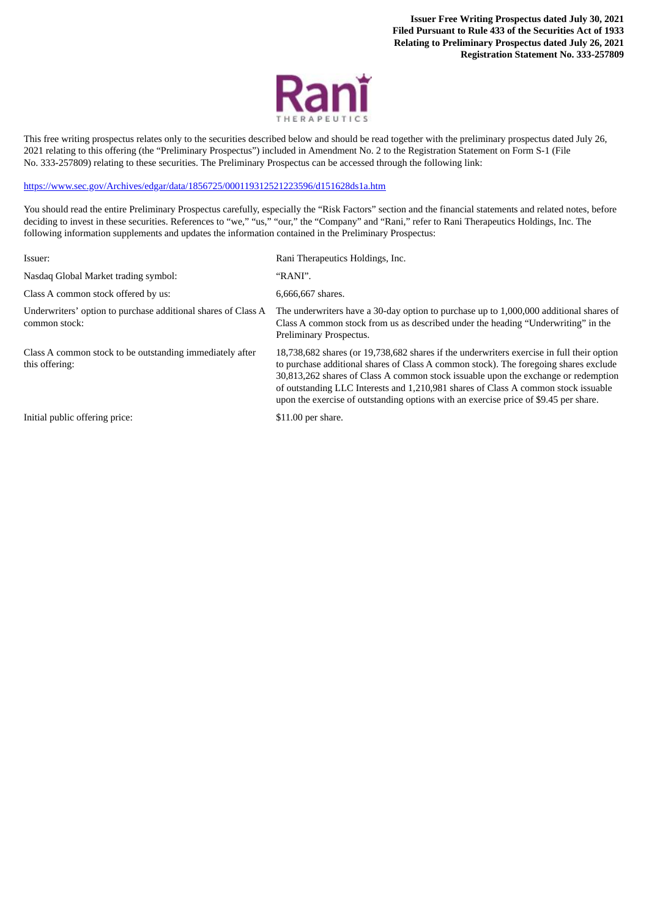**Issuer Free Writing Prospectus dated July 30, 2021**
**Filed Pursuant to Rule 433 of the Securities Act of 1933**
**Relating to Preliminary Prospectus dated July 26, 2021**
**Registration Statement No. 333-257809**

This free writing prospectus relates only to the securities described below and should be read together with the preliminary prospectus dated July 26, 2021 relating to this offering (the "Preliminary Prospectus") included in Amendment No. 2 to the Registration Statement on Form S-1 (File No. 333-257809) relating to these securities. The Preliminary Prospectus can be accessed through the following link:

https://www.sec.gov/Archives/edgar/data/1856725/000119312521223596/d151628ds1a.htm

You should read the entire Preliminary Prospectus carefully, especially the "Risk Factors" section and the financial statements and related notes, before deciding to invest in these securities. References to "we," "us," "our," the "Company" and "Rani," refer to Rani Therapeutics Holdings, Inc. The following information supplements and updates the information contained in the Preliminary Prospectus:

| | |
|---|---|
| Issuer: | Rani Therapeutics Holdings, Inc. |
| Nasdaq Global Market trading symbol: | "RANI". |
| Class A common stock offered by us: | 6,666,667 shares. |
| Underwriters' option to purchase additional shares of Class A common stock: | The underwriters have a 30-day option to purchase up to 1,000,000 additional shares of Class A common stock from us as described under the heading "Underwriting" in the Preliminary Prospectus. |
| Class A common stock to be outstanding immediately after this offering: | 18,738,682 shares (or 19,738,682 shares if the underwriters exercise in full their option to purchase additional shares of Class A common stock). The foregoing shares exclude 30,813,262 shares of Class A common stock issuable upon the exchange or redemption of outstanding LLC Interests and 1,210,981 shares of Class A common stock issuable upon the exercise of outstanding options with an exercise price of $9.45 per share. |
| Initial public offering price: | $11.00 per share. |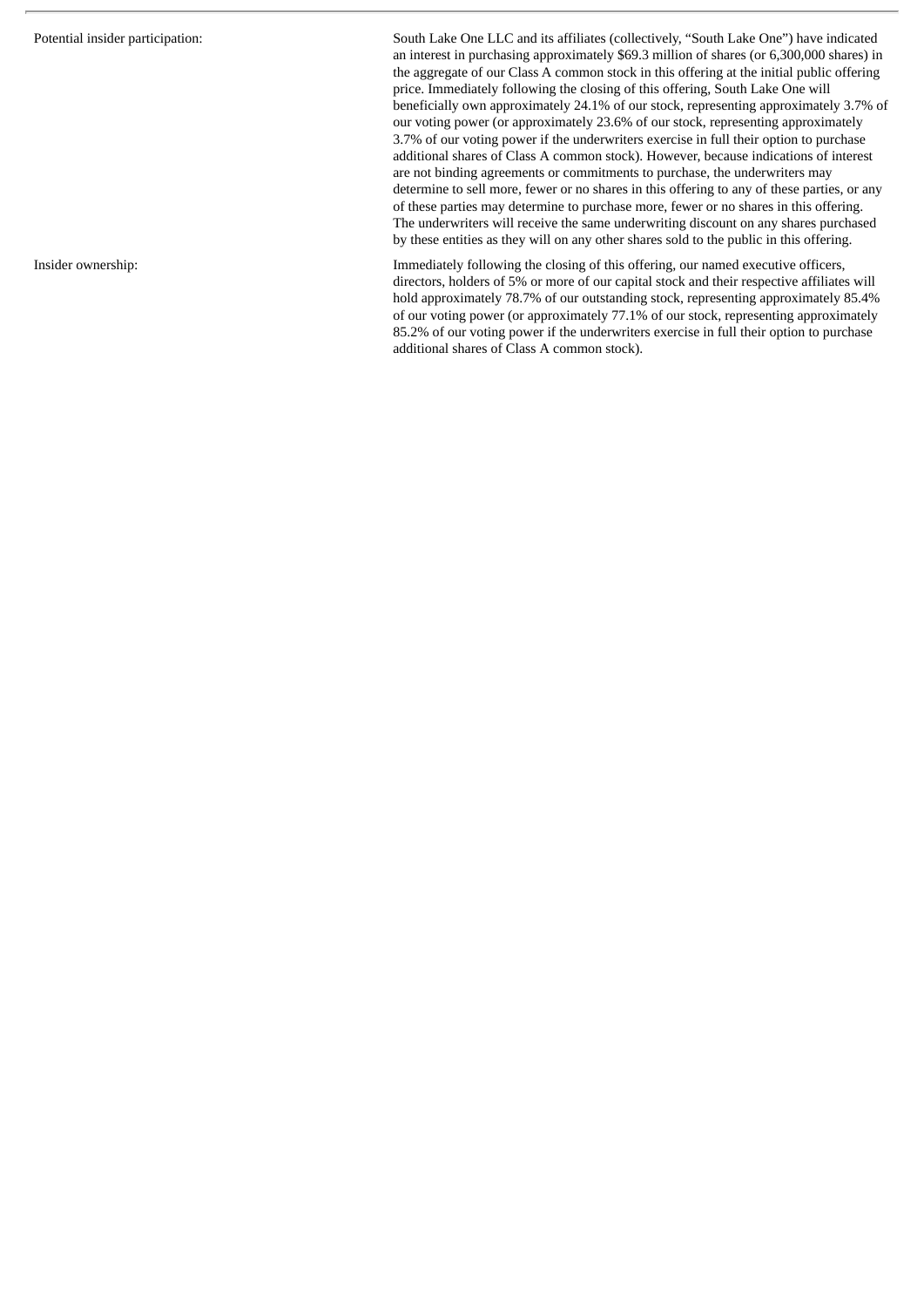| | |
|---|---|
| Potential insider participation: | South Lake One LLC and its affiliates (collectively, "South Lake One") have indicated an interest in purchasing approximately $69.3 million of shares (or 6,300,000 shares) in the aggregate of our Class A common stock in this offering at the initial public offering price. Immediately following the closing of this offering, South Lake One will beneficially own approximately 24.1% of our stock, representing approximately 3.7% of our voting power (or approximately 23.6% of our stock, representing approximately 3.7% of our voting power if the underwriters exercise in full their option to purchase additional shares of Class A common stock). However, because indications of interest are not binding agreements or commitments to purchase, the underwriters may determine to sell more, fewer or no shares in this offering to any of these parties, or any of these parties may determine to purchase more, fewer or no shares in this offering. The underwriters will receive the same underwriting discount on any shares purchased by these entities as they will on any other shares sold to the public in this offering. |
| Insider ownership: | Immediately following the closing of this offering, our named executive officers, directors, holders of 5% or more of our capital stock and their respective affiliates will hold approximately 78.7% of our outstanding stock, representing approximately 85.4% of our voting power (or approximately 77.1% of our stock, representing approximately 85.2% of our voting power if the underwriters exercise in full their option to purchase additional shares of Class A common stock). |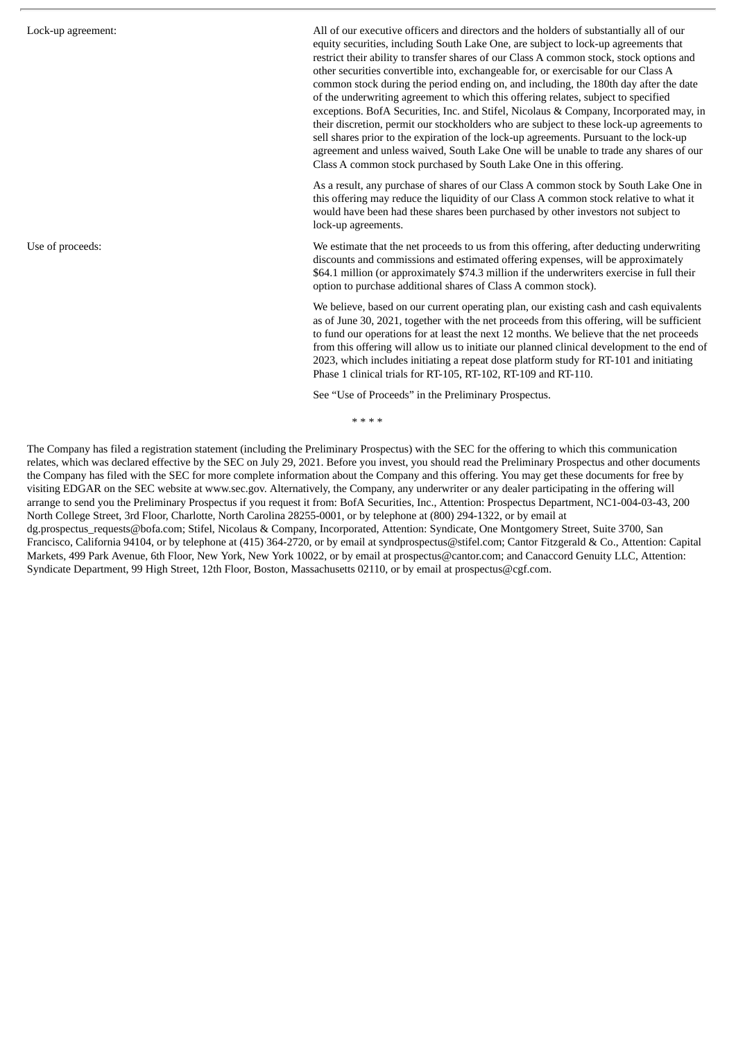| | |
|---|---|
| Lock-up agreement: | All of our executive officers and directors and the holders of substantially all of our equity securities, including South Lake One, are subject to lock-up agreements that restrict their ability to transfer shares of our Class A common stock, stock options and other securities convertible into, exchangeable for, or exercisable for our Class A common stock during the period ending on, and including, the 180th day after the date of the underwriting agreement to which this offering relates, subject to specified exceptions. BofA Securities, Inc. and Stifel, Nicolaus & Company, Incorporated may, in their discretion, permit our stockholders who are subject to these lock-up agreements to sell shares prior to the expiration of the lock-up agreements. Pursuant to the lock-up agreement and unless waived, South Lake One will be unable to trade any shares of our Class A common stock purchased by South Lake One in this offering.<br><br>As a result, any purchase of shares of our Class A common stock by South Lake One in this offering may reduce the liquidity of our Class A common stock relative to what it would have been had these shares been purchased by other investors not subject to lock-up agreements. |
| Use of proceeds: | We estimate that the net proceeds to us from this offering, after deducting underwriting discounts and commissions and estimated offering expenses, will be approximately $64.1 million (or approximately $74.3 million if the underwriters exercise in full their option to purchase additional shares of Class A common stock).<br><br>We believe, based on our current operating plan, our existing cash and cash equivalents as of June 30, 2021, together with the net proceeds from this offering, will be sufficient to fund our operations for at least the next 12 months. We believe that the net proceeds from this offering will allow us to initiate our planned clinical development to the end of 2023, which includes initiating a repeat dose platform study for RT-101 and initiating Phase 1 clinical trials for RT-105, RT-102, RT-109 and RT-110.<br><br>See "Use of Proceeds" in the Preliminary Prospectus. |

\* \* \* \*

The Company has filed a registration statement (including the Preliminary Prospectus) with the SEC for the offering to which this communication relates, which was declared effective by the SEC on July 29, 2021. Before you invest, you should read the Preliminary Prospectus and other documents the Company has filed with the SEC for more complete information about the Company and this offering. You may get these documents for free by visiting EDGAR on the SEC website at www.sec.gov. Alternatively, the Company, any underwriter or any dealer participating in the offering will arrange to send you the Preliminary Prospectus if you request it from: BofA Securities, Inc., Attention: Prospectus Department, NC1-004-03-43, 200 North College Street, 3rd Floor, Charlotte, North Carolina 28255-0001, or by telephone at (800) 294-1322, or by email at dg.prospectus_requests@bofa.com; Stifel, Nicolaus & Company, Incorporated, Attention: Syndicate, One Montgomery Street, Suite 3700, San Francisco, California 94104, or by telephone at (415) 364-2720, or by email at syndprospectus@stifel.com; Cantor Fitzgerald & Co., Attention: Capital Markets, 499 Park Avenue, 6th Floor, New York, New York 10022, or by email at prospectus@cantor.com; and Canaccord Genuity LLC, Attention: Syndicate Department, 99 High Street, 12th Floor, Boston, Massachusetts 02110, or by email at prospectus@cgf.com.